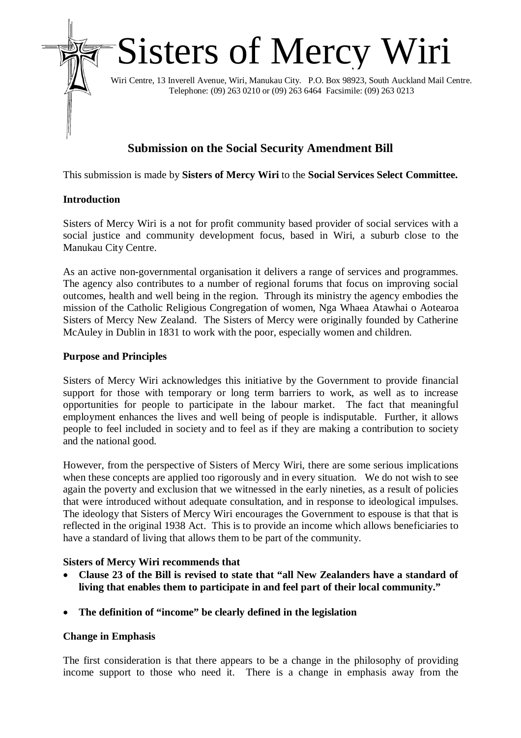# Sisters of Mercy Wiri

Wiri Centre, 13 Inverell Avenue, Wiri, Manukau City. P.O. Box 98923, South Auckland Mail Centre.
Telephone: (09) 263 0210 or (09) 263 6464 Facsimile: (09) 263 0213

## Submission on the Social Security Amendment Bill

This submission is made by **Sisters of Mercy Wiri** to the **Social Services Select Committee.**

### Introduction

Sisters of Mercy Wiri is a not for profit community based provider of social services with a social justice and community development focus, based in Wiri, a suburb close to the Manukau City Centre.

As an active non-governmental organisation it delivers a range of services and programmes. The agency also contributes to a number of regional forums that focus on improving social outcomes, health and well being in the region. Through its ministry the agency embodies the mission of the Catholic Religious Congregation of women, Nga Whaea Atawhai o Aotearoa Sisters of Mercy New Zealand. The Sisters of Mercy were originally founded by Catherine McAuley in Dublin in 1831 to work with the poor, especially women and children.

### Purpose and Principles

Sisters of Mercy Wiri acknowledges this initiative by the Government to provide financial support for those with temporary or long term barriers to work, as well as to increase opportunities for people to participate in the labour market. The fact that meaningful employment enhances the lives and well being of people is indisputable. Further, it allows people to feel included in society and to feel as if they are making a contribution to society and the national good.

However, from the perspective of Sisters of Mercy Wiri, there are some serious implications when these concepts are applied too rigorously and in every situation. We do not wish to see again the poverty and exclusion that we witnessed in the early nineties, as a result of policies that were introduced without adequate consultation, and in response to ideological impulses. The ideology that Sisters of Mercy Wiri encourages the Government to espouse is that that is reflected in the original 1938 Act. This is to provide an income which allows beneficiaries to have a standard of living that allows them to be part of the community.

**Sisters of Mercy Wiri recommends that**

- **Clause 23 of the Bill is revised to state that "all New Zealanders have a standard of living that enables them to participate in and feel part of their local community."**
- **The definition of "income" be clearly defined in the legislation**

### Change in Emphasis

The first consideration is that there appears to be a change in the philosophy of providing income support to those who need it. There is a change in emphasis away from the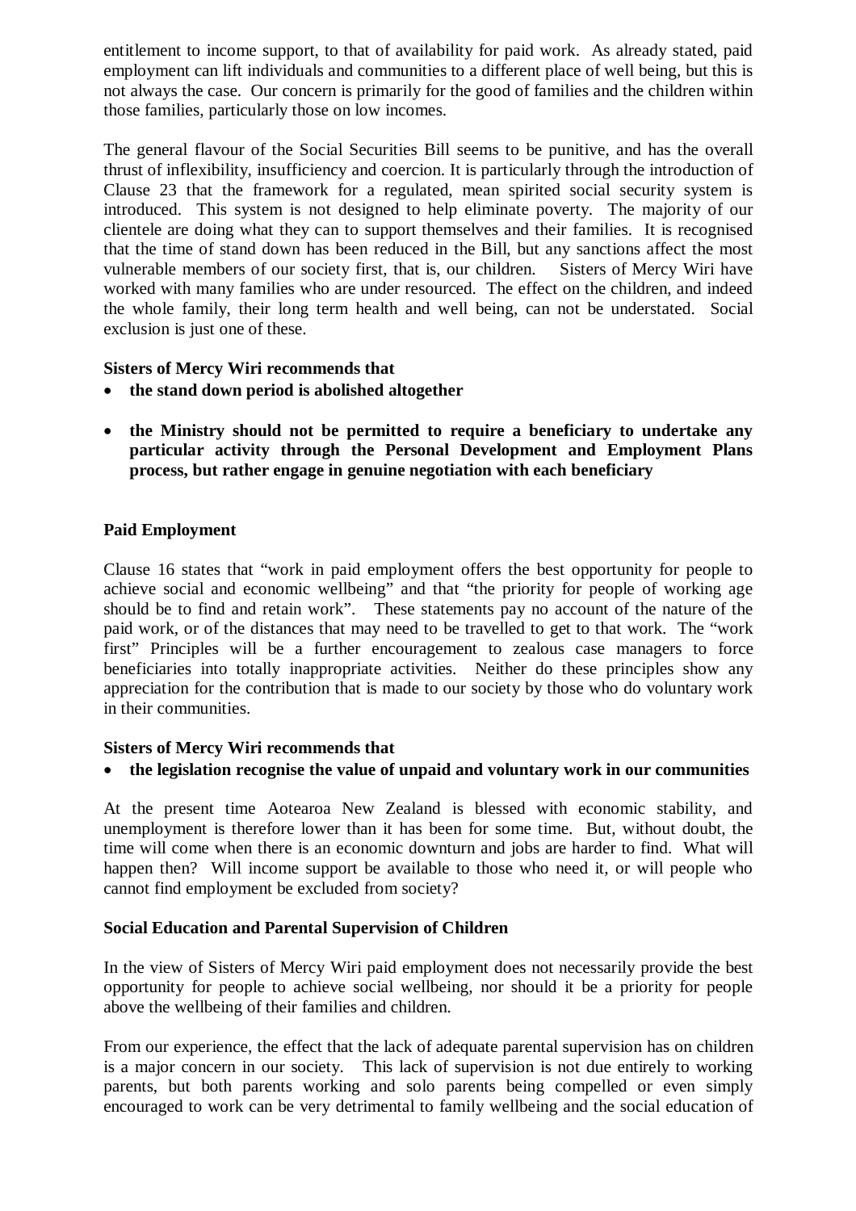entitlement to income support, to that of availability for paid work. As already stated, paid employment can lift individuals and communities to a different place of well being, but this is not always the case. Our concern is primarily for the good of families and the children within those families, particularly those on low incomes.

The general flavour of the Social Securities Bill seems to be punitive, and has the overall thrust of inflexibility, insufficiency and coercion. It is particularly through the introduction of Clause 23 that the framework for a regulated, mean spirited social security system is introduced. This system is not designed to help eliminate poverty. The majority of our clientele are doing what they can to support themselves and their families. It is recognised that the time of stand down has been reduced in the Bill, but any sanctions affect the most vulnerable members of our society first, that is, our children. Sisters of Mercy Wiri have worked with many families who are under resourced. The effect on the children, and indeed the whole family, their long term health and well being, can not be understated. Social exclusion is just one of these.

**Sisters of Mercy Wiri recommends that**

- **the stand down period is abolished altogether**
- **the Ministry should not be permitted to require a beneficiary to undertake any particular activity through the Personal Development and Employment Plans process, but rather engage in genuine negotiation with each beneficiary**

**Paid Employment**

Clause 16 states that "work in paid employment offers the best opportunity for people to achieve social and economic wellbeing" and that "the priority for people of working age should be to find and retain work". These statements pay no account of the nature of the paid work, or of the distances that may need to be travelled to get to that work. The "work first" Principles will be a further encouragement to zealous case managers to force beneficiaries into totally inappropriate activities. Neither do these principles show any appreciation for the contribution that is made to our society by those who do voluntary work in their communities.

**Sisters of Mercy Wiri recommends that**

- **the legislation recognise the value of unpaid and voluntary work in our communities**

At the present time Aotearoa New Zealand is blessed with economic stability, and unemployment is therefore lower than it has been for some time. But, without doubt, the time will come when there is an economic downturn and jobs are harder to find. What will happen then? Will income support be available to those who need it, or will people who cannot find employment be excluded from society?

**Social Education and Parental Supervision of Children**

In the view of Sisters of Mercy Wiri paid employment does not necessarily provide the best opportunity for people to achieve social wellbeing, nor should it be a priority for people above the wellbeing of their families and children.

From our experience, the effect that the lack of adequate parental supervision has on children is a major concern in our society. This lack of supervision is not due entirely to working parents, but both parents working and solo parents being compelled or even simply encouraged to work can be very detrimental to family wellbeing and the social education of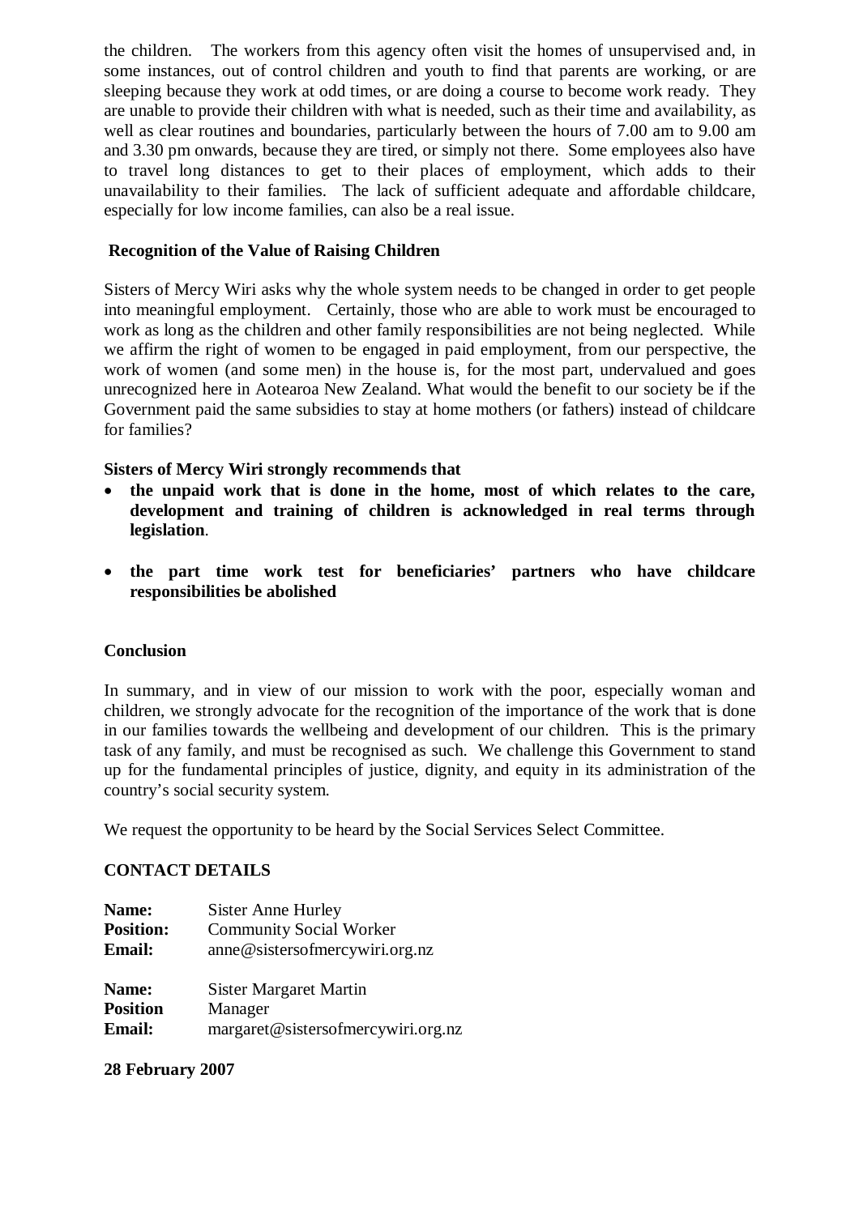the children. The workers from this agency often visit the homes of unsupervised and, in some instances, out of control children and youth to find that parents are working, or are sleeping because they work at odd times, or are doing a course to become work ready. They are unable to provide their children with what is needed, such as their time and availability, as well as clear routines and boundaries, particularly between the hours of 7.00 am to 9.00 am and 3.30 pm onwards, because they are tired, or simply not there. Some employees also have to travel long distances to get to their places of employment, which adds to their unavailability to their families. The lack of sufficient adequate and affordable childcare, especially for low income families, can also be a real issue.

**Recognition of the Value of Raising Children**

Sisters of Mercy Wiri asks why the whole system needs to be changed in order to get people into meaningful employment. Certainly, those who are able to work must be encouraged to work as long as the children and other family responsibilities are not being neglected. While we affirm the right of women to be engaged in paid employment, from our perspective, the work of women (and some men) in the house is, for the most part, undervalued and goes unrecognized here in Aotearoa New Zealand. What would the benefit to our society be if the Government paid the same subsidies to stay at home mothers (or fathers) instead of childcare for families?

**Sisters of Mercy Wiri strongly recommends that**

- **the unpaid work that is done in the home, most of which relates to the care, development and training of children is acknowledged in real terms through legislation**.
- **the part time work test for beneficiaries' partners who have childcare responsibilities be abolished**

**Conclusion**

In summary, and in view of our mission to work with the poor, especially woman and children, we strongly advocate for the recognition of the importance of the work that is done in our families towards the wellbeing and development of our children. This is the primary task of any family, and must be recognised as such. We challenge this Government to stand up for the fundamental principles of justice, dignity, and equity in its administration of the country's social security system.

We request the opportunity to be heard by the Social Services Select Committee.

**CONTACT DETAILS**

**Name:** Sister Anne Hurley
**Position:** Community Social Worker
**Email:** anne@sistersofmercywiri.org.nz

**Name:** Sister Margaret Martin
**Position** Manager
**Email:** margaret@sistersofmercywiri.org.nz

**28 February 2007**